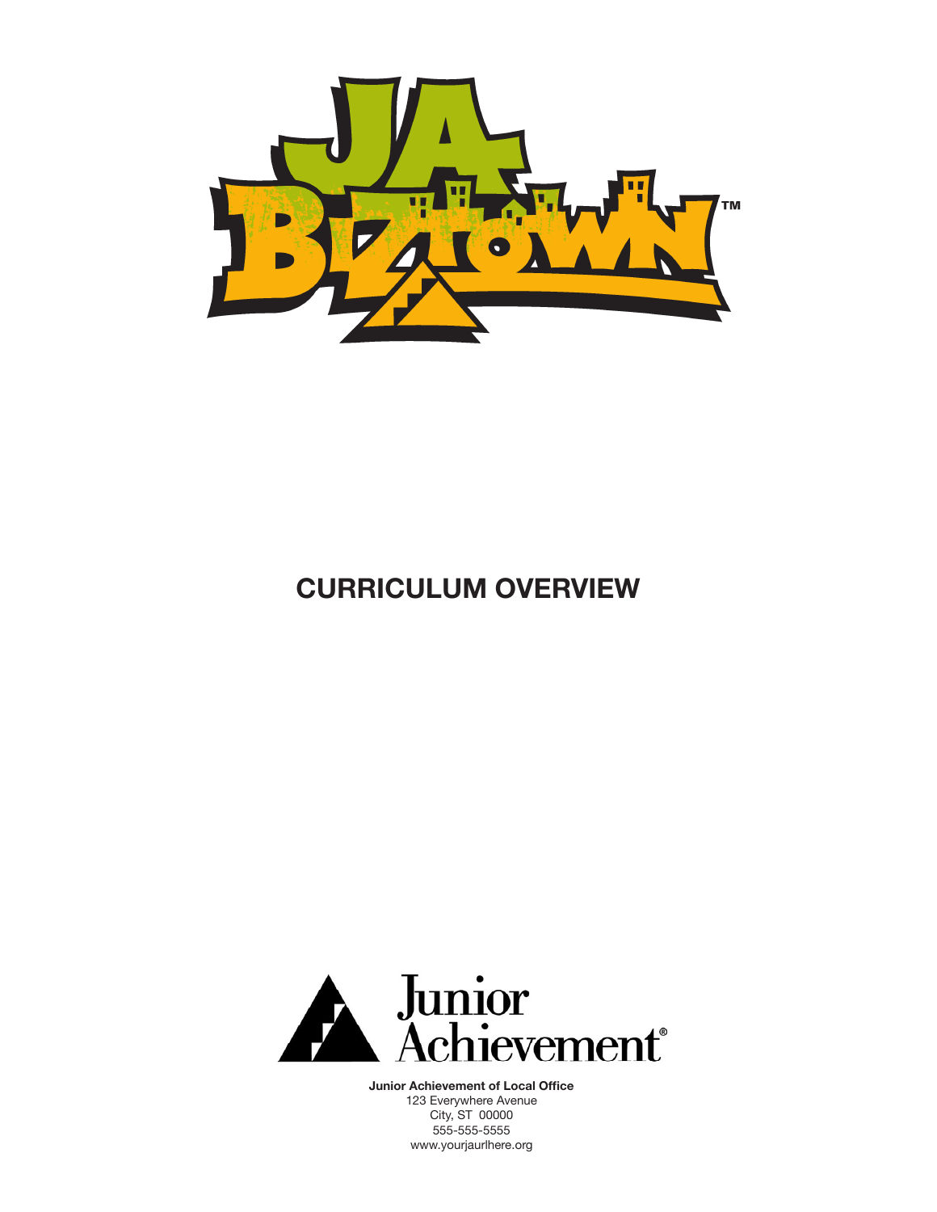# JA BizTown™

## CURRICULUM OVERVIEW

Junior Achievement®

**Junior Achievement of Local Office**
123 Everywhere Avenue
City, ST 00000
555-555-5555
www.yourjaurlhere.org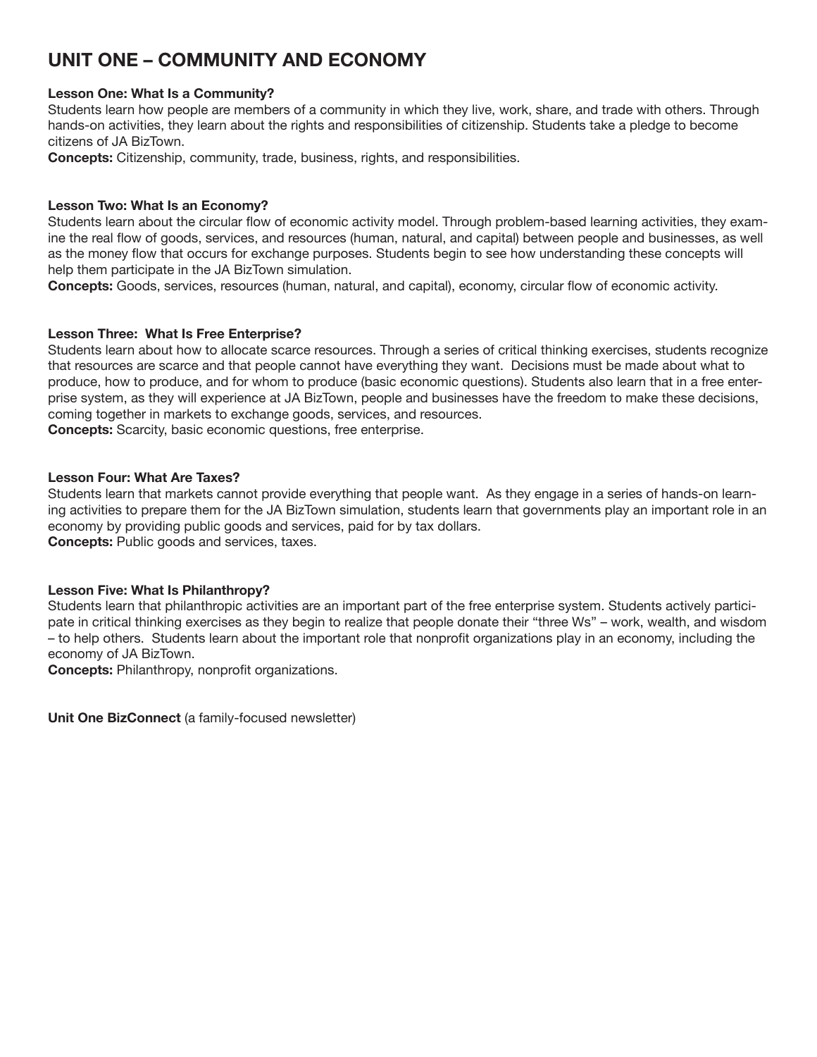# UNIT ONE – COMMUNITY AND ECONOMY

**Lesson One: What Is a Community?**
Students learn how people are members of a community in which they live, work, share, and trade with others. Through hands-on activities, they learn about the rights and responsibilities of citizenship. Students take a pledge to become citizens of JA BizTown.
**Concepts:** Citizenship, community, trade, business, rights, and responsibilities.

**Lesson Two: What Is an Economy?**
Students learn about the circular flow of economic activity model. Through problem-based learning activities, they examine the real flow of goods, services, and resources (human, natural, and capital) between people and businesses, as well as the money flow that occurs for exchange purposes. Students begin to see how understanding these concepts will help them participate in the JA BizTown simulation.
**Concepts:** Goods, services, resources (human, natural, and capital), economy, circular flow of economic activity.

**Lesson Three: What Is Free Enterprise?**
Students learn about how to allocate scarce resources. Through a series of critical thinking exercises, students recognize that resources are scarce and that people cannot have everything they want. Decisions must be made about what to produce, how to produce, and for whom to produce (basic economic questions). Students also learn that in a free enterprise system, as they will experience at JA BizTown, people and businesses have the freedom to make these decisions, coming together in markets to exchange goods, services, and resources.
**Concepts:** Scarcity, basic economic questions, free enterprise.

**Lesson Four: What Are Taxes?**
Students learn that markets cannot provide everything that people want. As they engage in a series of hands-on learning activities to prepare them for the JA BizTown simulation, students learn that governments play an important role in an economy by providing public goods and services, paid for by tax dollars.
**Concepts:** Public goods and services, taxes.

**Lesson Five: What Is Philanthropy?**
Students learn that philanthropic activities are an important part of the free enterprise system. Students actively participate in critical thinking exercises as they begin to realize that people donate their "three Ws" – work, wealth, and wisdom – to help others. Students learn about the important role that nonprofit organizations play in an economy, including the economy of JA BizTown.
**Concepts:** Philanthropy, nonprofit organizations.

**Unit One BizConnect** (a family-focused newsletter)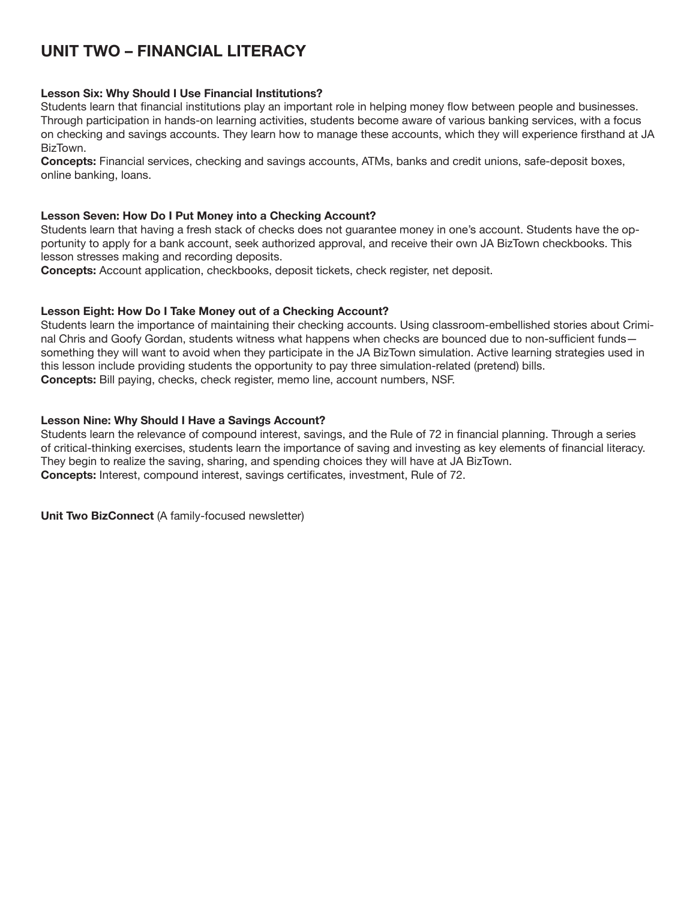# UNIT TWO – FINANCIAL LITERACY

**Lesson Six: Why Should I Use Financial Institutions?**
Students learn that financial institutions play an important role in helping money flow between people and businesses. Through participation in hands-on learning activities, students become aware of various banking services, with a focus on checking and savings accounts. They learn how to manage these accounts, which they will experience firsthand at JA BizTown.
**Concepts:** Financial services, checking and savings accounts, ATMs, banks and credit unions, safe-deposit boxes, online banking, loans.

**Lesson Seven: How Do I Put Money into a Checking Account?**
Students learn that having a fresh stack of checks does not guarantee money in one's account. Students have the opportunity to apply for a bank account, seek authorized approval, and receive their own JA BizTown checkbooks. This lesson stresses making and recording deposits.
**Concepts:** Account application, checkbooks, deposit tickets, check register, net deposit.

**Lesson Eight: How Do I Take Money out of a Checking Account?**
Students learn the importance of maintaining their checking accounts. Using classroom-embellished stories about Criminal Chris and Goofy Gordan, students witness what happens when checks are bounced due to non-sufficient funds—something they will want to avoid when they participate in the JA BizTown simulation. Active learning strategies used in this lesson include providing students the opportunity to pay three simulation-related (pretend) bills.
**Concepts:** Bill paying, checks, check register, memo line, account numbers, NSF.

**Lesson Nine: Why Should I Have a Savings Account?**
Students learn the relevance of compound interest, savings, and the Rule of 72 in financial planning. Through a series of critical-thinking exercises, students learn the importance of saving and investing as key elements of financial literacy. They begin to realize the saving, sharing, and spending choices they will have at JA BizTown.
**Concepts:** Interest, compound interest, savings certificates, investment, Rule of 72.

**Unit Two BizConnect** (A family-focused newsletter)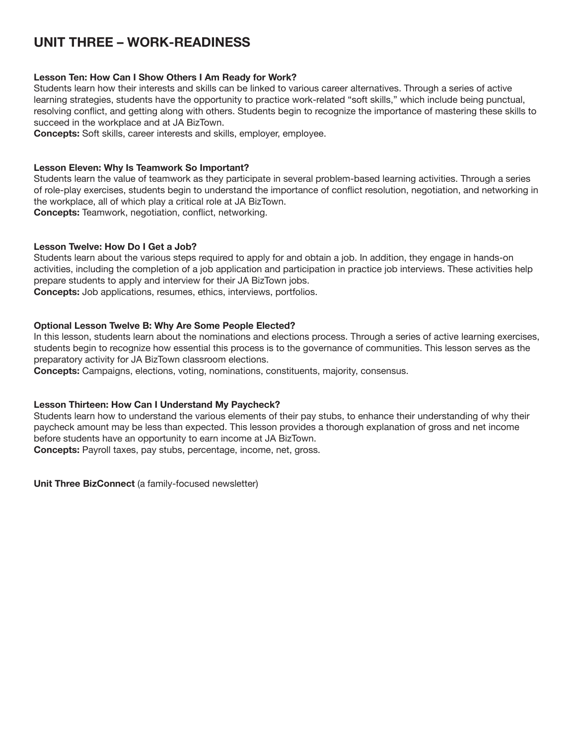## UNIT THREE – WORK-READINESS

**Lesson Ten: How Can I Show Others I Am Ready for Work?**
Students learn how their interests and skills can be linked to various career alternatives. Through a series of active learning strategies, students have the opportunity to practice work-related "soft skills," which include being punctual, resolving conflict, and getting along with others. Students begin to recognize the importance of mastering these skills to succeed in the workplace and at JA BizTown.
**Concepts:** Soft skills, career interests and skills, employer, employee.

**Lesson Eleven: Why Is Teamwork So Important?**
Students learn the value of teamwork as they participate in several problem-based learning activities. Through a series of role-play exercises, students begin to understand the importance of conflict resolution, negotiation, and networking in the workplace, all of which play a critical role at JA BizTown.
**Concepts:** Teamwork, negotiation, conflict, networking.

**Lesson Twelve: How Do I Get a Job?**
Students learn about the various steps required to apply for and obtain a job. In addition, they engage in hands-on activities, including the completion of a job application and participation in practice job interviews. These activities help prepare students to apply and interview for their JA BizTown jobs.
**Concepts:** Job applications, resumes, ethics, interviews, portfolios.

**Optional Lesson Twelve B: Why Are Some People Elected?**
In this lesson, students learn about the nominations and elections process. Through a series of active learning exercises, students begin to recognize how essential this process is to the governance of communities. This lesson serves as the preparatory activity for JA BizTown classroom elections.
**Concepts:** Campaigns, elections, voting, nominations, constituents, majority, consensus.

**Lesson Thirteen: How Can I Understand My Paycheck?**
Students learn how to understand the various elements of their pay stubs, to enhance their understanding of why their paycheck amount may be less than expected. This lesson provides a thorough explanation of gross and net income before students have an opportunity to earn income at JA BizTown.
**Concepts:** Payroll taxes, pay stubs, percentage, income, net, gross.

**Unit Three BizConnect** (a family-focused newsletter)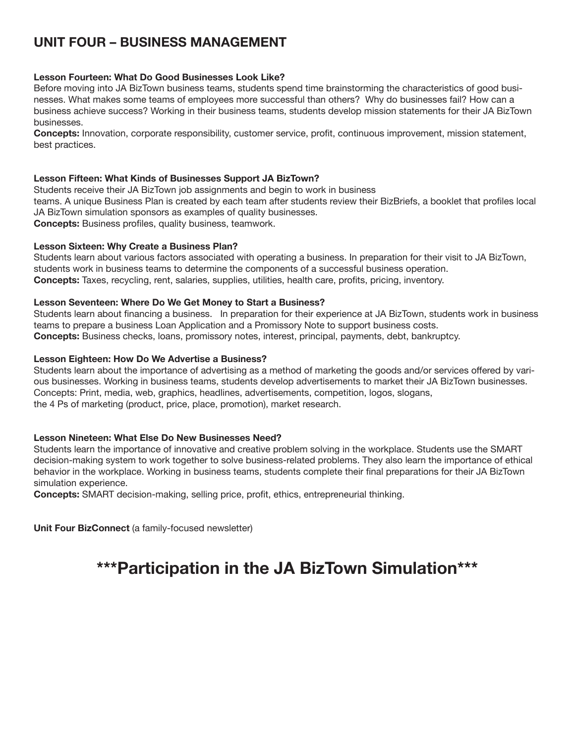## UNIT FOUR – BUSINESS MANAGEMENT

**Lesson Fourteen: What Do Good Businesses Look Like?**
Before moving into JA BizTown business teams, students spend time brainstorming the characteristics of good businesses. What makes some teams of employees more successful than others? Why do businesses fail? How can a business achieve success? Working in their business teams, students develop mission statements for their JA BizTown businesses.
**Concepts:** Innovation, corporate responsibility, customer service, profit, continuous improvement, mission statement, best practices.

**Lesson Fifteen: What Kinds of Businesses Support JA BizTown?**
Students receive their JA BizTown job assignments and begin to work in business teams. A unique Business Plan is created by each team after students review their BizBriefs, a booklet that profiles local JA BizTown simulation sponsors as examples of quality businesses.
**Concepts:** Business profiles, quality business, teamwork.

**Lesson Sixteen: Why Create a Business Plan?**
Students learn about various factors associated with operating a business. In preparation for their visit to JA BizTown, students work in business teams to determine the components of a successful business operation.
**Concepts:** Taxes, recycling, rent, salaries, supplies, utilities, health care, profits, pricing, inventory.

**Lesson Seventeen: Where Do We Get Money to Start a Business?**
Students learn about financing a business. In preparation for their experience at JA BizTown, students work in business teams to prepare a business Loan Application and a Promissory Note to support business costs.
**Concepts:** Business checks, loans, promissory notes, interest, principal, payments, debt, bankruptcy.

**Lesson Eighteen: How Do We Advertise a Business?**
Students learn about the importance of advertising as a method of marketing the goods and/or services offered by various businesses. Working in business teams, students develop advertisements to market their JA BizTown businesses.
Concepts: Print, media, web, graphics, headlines, advertisements, competition, logos, slogans, the 4 Ps of marketing (product, price, place, promotion), market research.

**Lesson Nineteen: What Else Do New Businesses Need?**
Students learn the importance of innovative and creative problem solving in the workplace. Students use the SMART decision-making system to work together to solve business-related problems. They also learn the importance of ethical behavior in the workplace. Working in business teams, students complete their final preparations for their JA BizTown simulation experience.
**Concepts:** SMART decision-making, selling price, profit, ethics, entrepreneurial thinking.

**Unit Four BizConnect** (a family-focused newsletter)

## ***Participation in the JA BizTown Simulation***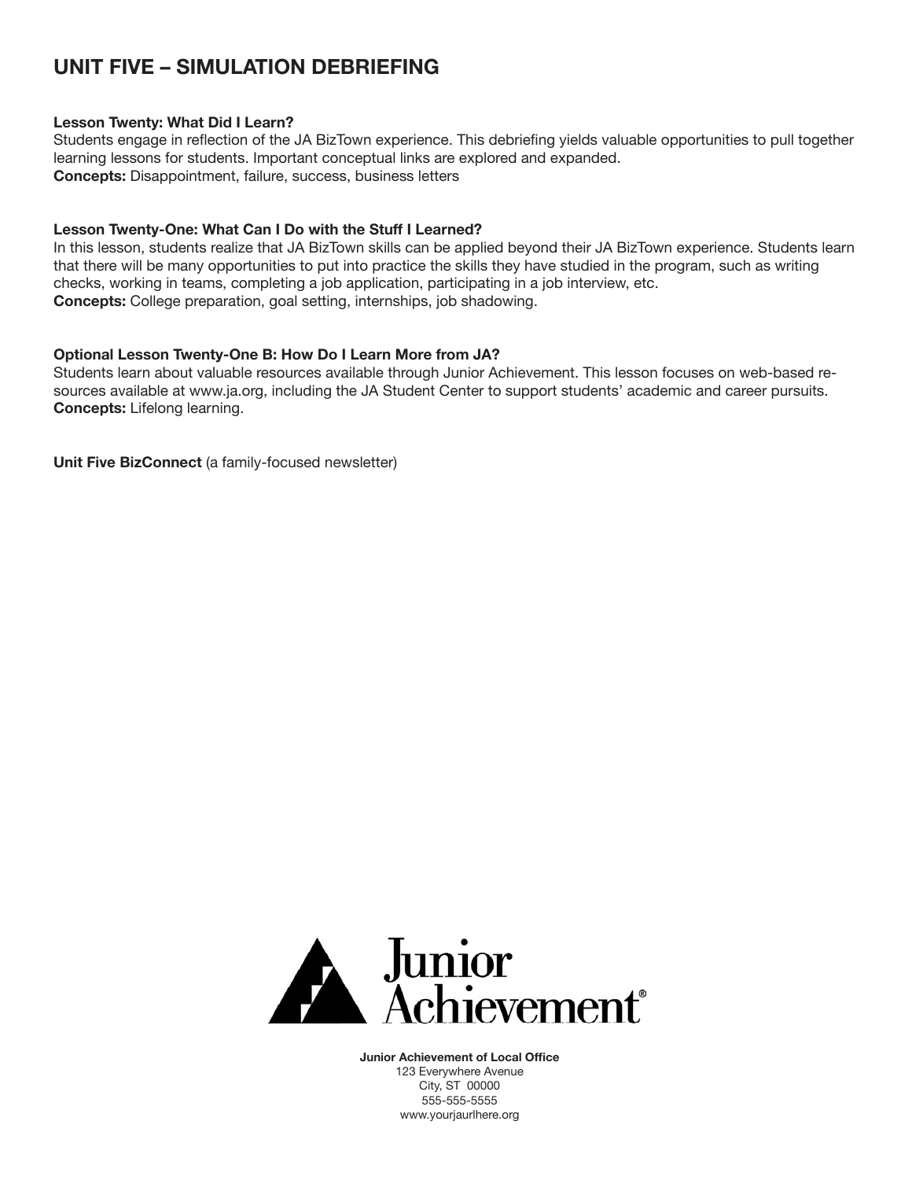# UNIT FIVE – SIMULATION DEBRIEFING

**Lesson Twenty: What Did I Learn?**
Students engage in reflection of the JA BizTown experience. This debriefing yields valuable opportunities to pull together learning lessons for students. Important conceptual links are explored and expanded.
**Concepts:** Disappointment, failure, success, business letters

**Lesson Twenty-One: What Can I Do with the Stuff I Learned?**
In this lesson, students realize that JA BizTown skills can be applied beyond their JA BizTown experience. Students learn that there will be many opportunities to put into practice the skills they have studied in the program, such as writing checks, working in teams, completing a job application, participating in a job interview, etc.
**Concepts:** College preparation, goal setting, internships, job shadowing.

**Optional Lesson Twenty-One B: How Do I Learn More from JA?**
Students learn about valuable resources available through Junior Achievement. This lesson focuses on web-based resources available at www.ja.org, including the JA Student Center to support students' academic and career pursuits.
**Concepts:** Lifelong learning.

**Unit Five BizConnect** (a family-focused newsletter)

Junior Achievement®

**Junior Achievement of Local Office**
123 Everywhere Avenue
City, ST 00000
555-555-5555
www.yourjaurlhere.org